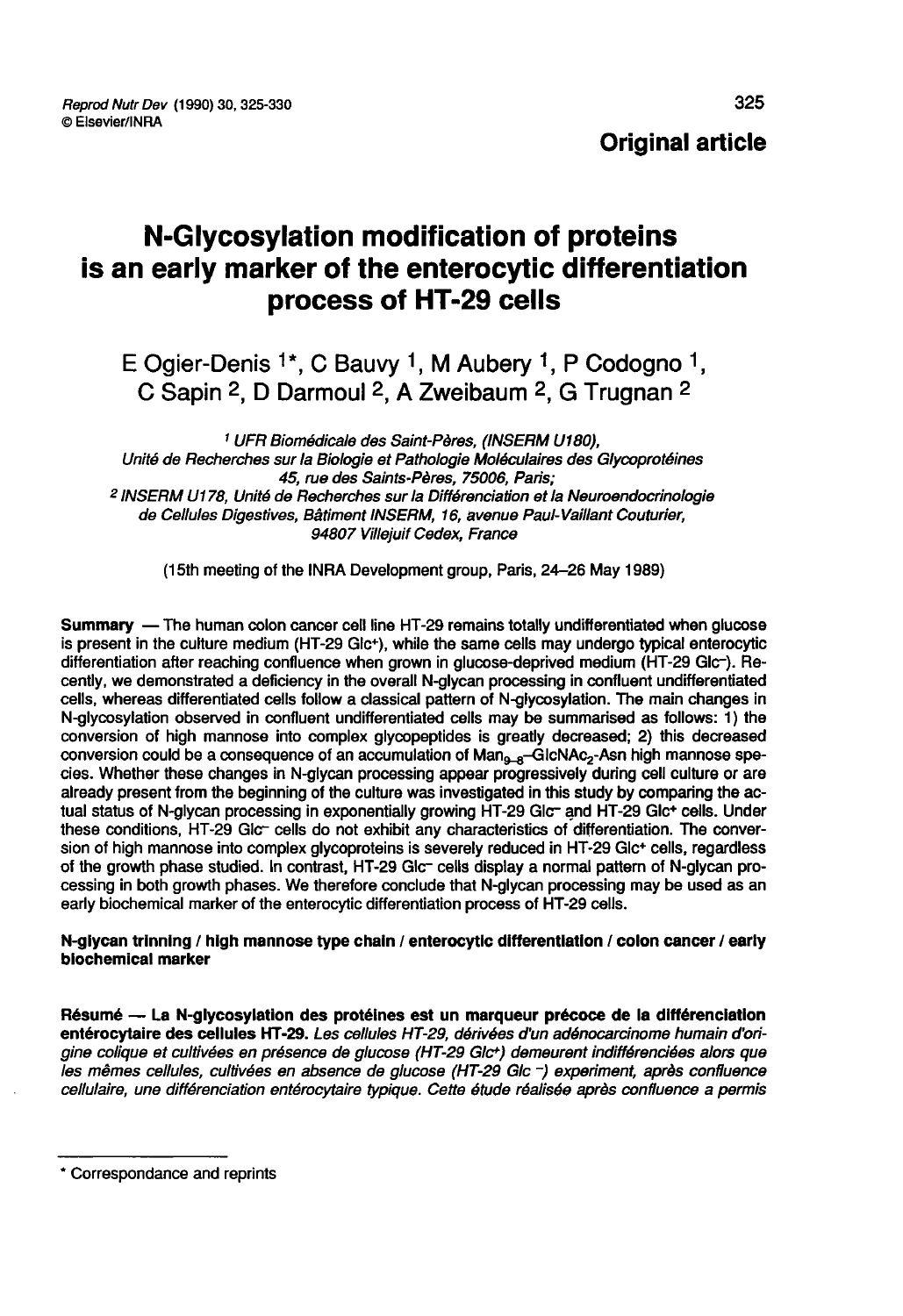**Original article**

# N-Glycosylation modification of proteins is an early marker of the enterocytic differentiation process of HT-29 cells

E Ogier-Denis [1*], C Bauvy [1], M Aubery [1], P Codogno [1], C Sapin [2], D Darmoul [2], A Zweibaum [2], G Trugnan [2]

[1] *UFR Biomédicale des Saints-Pères, (INSERM U180), Unité de Recherches sur la Biologie et Pathologie Moléculaires des Glycoprotéines 45, rue des Saints-Pères, 75006, Paris;*
[2] *INSERM U178, Unité de Recherches sur la Différenciation et la Neuroendocrinologie de Cellules Digestives, Bâtiment INSERM, 16, avenue Paul-Vaillant Couturier, 94807 Villejuif Cedex, France*

(15th meeting of the INRA Development group, Paris, 24–26 May 1989)

**Summary** — The human colon cancer cell line HT-29 remains totally undifferentiated when glucose is present in the culture medium (HT-29 Glc$^+$), while the same cells may undergo typical enterocytic differentiation after reaching confluence when grown in glucose-deprived medium (HT-29 Glc$^-$). Recently, we demonstrated a deficiency in the overall N-glycan processing in confluent undifferentiated cells, whereas differentiated cells follow a classical pattern of N-glycosylation. The main changes in N-glycosylation observed in confluent undifferentiated cells may be summarised as follows: 1) the conversion of high mannose into complex glycopeptides is greatly decreased; 2) this decreased conversion could be a consequence of an accumulation of $Man_{9-8}$–$GlcNAc_2$-Asn high mannose species. Whether these changes in N-glycan processing appear progressively during cell culture or are already present from the beginning of the culture was investigated in this study by comparing the actual status of N-glycan processing in exponentially growing HT-29 Glc$^-$ and HT-29 Glc$^+$ cells. Under these conditions, HT-29 Glc$^-$ cells do not exhibit any characteristics of differentiation. The conversion of high mannose into complex glycoproteins is severely reduced in HT-29 Glc$^+$ cells, regardless of the growth phase studied. In contrast, HT-29 Glc$^-$ cells display a normal pattern of N-glycan processing in both growth phases. We therefore conclude that N-glycan processing may be used as an early biochemical marker of the enterocytic differentiation process of HT-29 cells.

**N-glycan trimming / high mannose type chain / enterocytic differentiation / colon cancer / early biochemical marker**

**Résumé** — **La N-glycosylation des protéines est un marqueur précoce de la différenciation entérocytaire des cellules HT-29.** *Les cellules HT-29, dérivées d'un adénocarcinome humain d'origine colique et cultivées en présence de glucose (HT-29 Glc$^+$) demeurent indifférenciées alors que les mêmes cellules, cultivées en absence de glucose (HT-29 Glc $^-$) experiment, après confluence cellulaire, une différenciation entérocytaire typique. Cette étude réalisée après confluence a permis*

\* Correspondance and reprints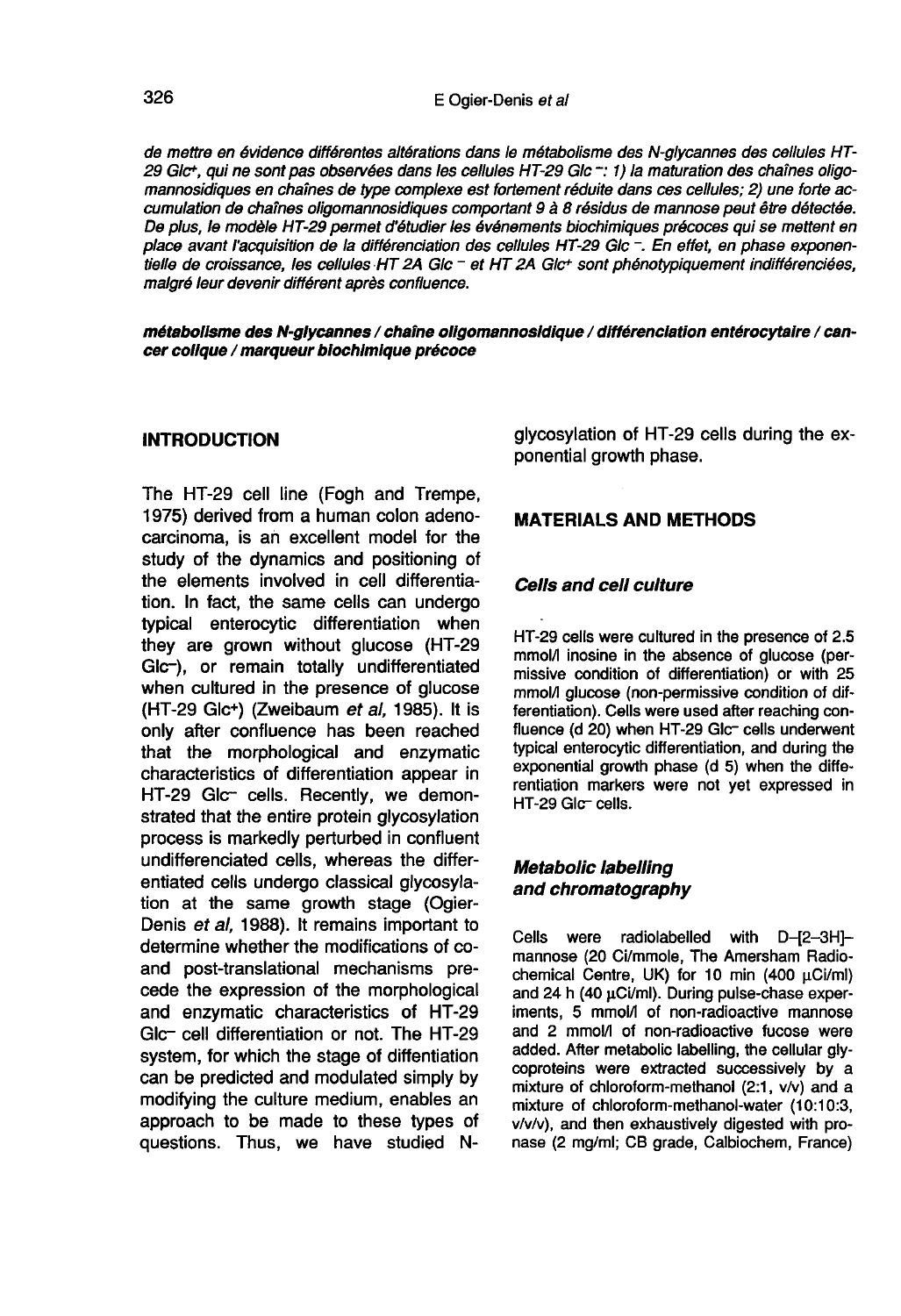*de mettre en évidence différentes altérations dans le métabolisme des N-glycannes des cellules HT-29 Glc+, qui ne sont pas observées dans les cellules HT-29 Glc −: 1) la maturation des chaînes oligomannosidiques en chaînes de type complexe est fortement réduite dans ces cellules; 2) une forte accumulation de chaînes oligomannosidiques comportant 9 à 8 résidus de mannose peut être détectée. De plus, le modèle HT-29 permet d'étudier les événements biochimiques précoces qui se mettent en place avant l'acquisition de la différenciation des cellules HT-29 Glc −. En effet, en phase exponentielle de croissance, les cellules HT 2A Glc − et HT 2A Glc+ sont phénotypiquement indifférenciées, malgré leur devenir différent après confluence.*

***métabolisme des N-glycannes / chaîne oligomannosidique / différenciation entérocytaire / cancer colique / marqueur biochimique précoce***

## INTRODUCTION

The HT-29 cell line (Fogh and Trempe, 1975) derived from a human colon adenocarcinoma, is an excellent model for the study of the dynamics and positioning of the elements involved in cell differentiation. In fact, the same cells can undergo typical enterocytic differentiation when they are grown without glucose (HT-29 Glc−), or remain totally undifferentiated when cultured in the presence of glucose (HT-29 Glc+) (Zweibaum *et al*, 1985). It is only after confluence has been reached that the morphological and enzymatic characteristics of differentiation appear in HT-29 Glc− cells. Recently, we demonstrated that the entire protein glycosylation process is markedly perturbed in confluent undifferenciated cells, whereas the differentiated cells undergo classical glycosylation at the same growth stage (Ogier-Denis *et al*, 1988). It remains important to determine whether the modifications of co- and post-translational mechanisms precede the expression of the morphological and enzymatic characteristics of HT-29 Glc− cell differentiation or not. The HT-29 system, for which the stage of diffentiation can be predicted and modulated simply by modifying the culture medium, enables an approach to be made to these types of questions. Thus, we have studied N-glycosylation of HT-29 cells during the exponential growth phase.

## MATERIALS AND METHODS

### Cells and cell culture

HT-29 cells were cultured in the presence of 2.5 mmol/l inosine in the absence of glucose (permissive condition of differentiation) or with 25 mmol/l glucose (non-permissive condition of differentiation). Cells were used after reaching confluence (d 20) when HT-29 Glc− cells underwent typical enterocytic differentiation, and during the exponential growth phase (d 5) when the differentiation markers were not yet expressed in HT-29 Glc− cells.

### Metabolic labelling and chromatography

Cells were radiolabelled with D-[2-3H]-mannose (20 Ci/mmole, The Amersham Radiochemical Centre, UK) for 10 min (400 µCi/ml) and 24 h (40 µCi/ml). During pulse-chase experiments, 5 mmol/l of non-radioactive mannose and 2 mmol/l of non-radioactive fucose were added. After metabolic labelling, the cellular glycoproteins were extracted successively by a mixture of chloroform-methanol (2:1, v/v) and a mixture of chloroform-methanol-water (10:10:3, v/v/v), and then exhaustively digested with pronase (2 mg/ml; CB grade, Calbiochem, France)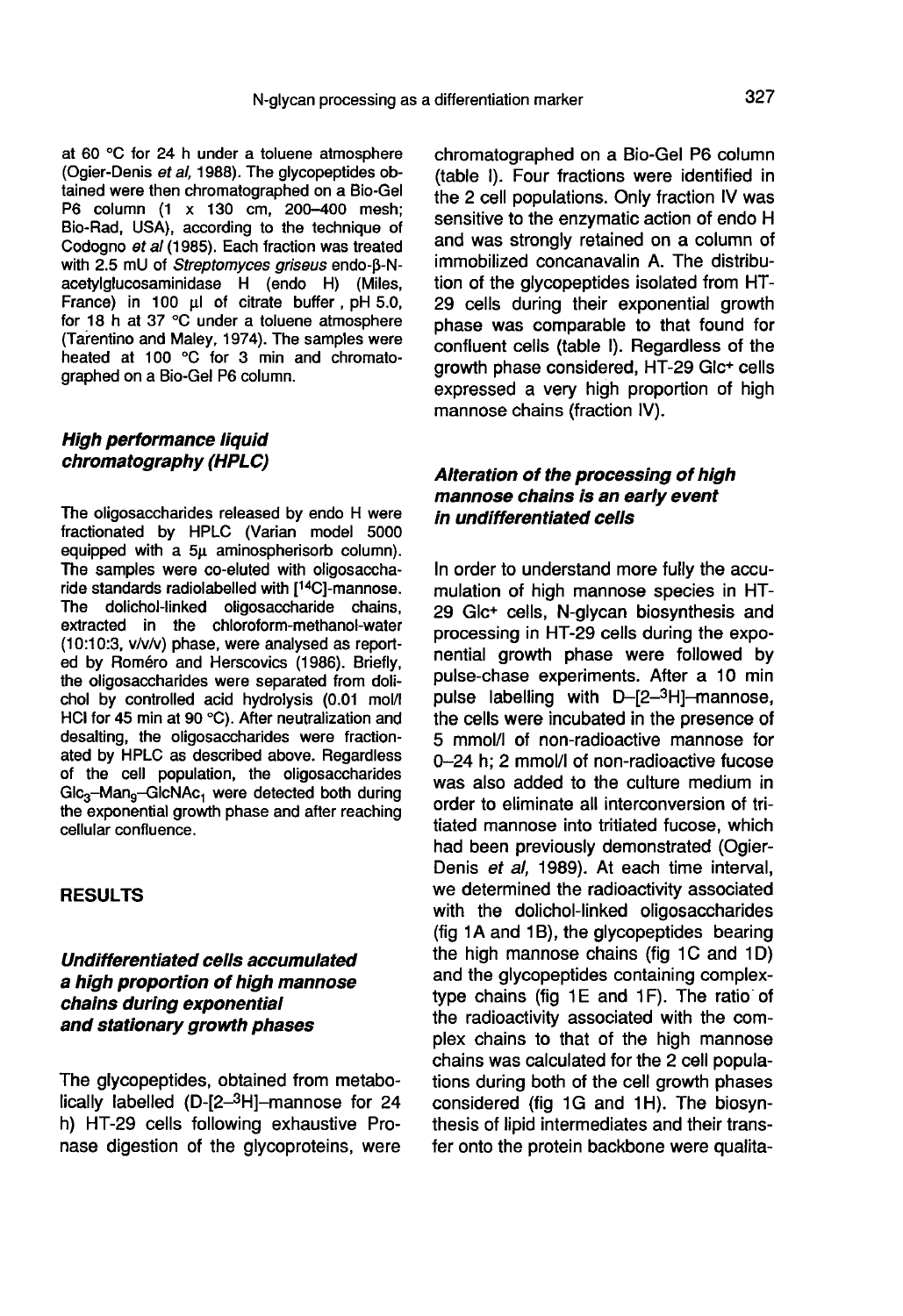at 60 °C for 24 h under a toluene atmosphere (Ogier-Denis *et al*, 1988). The glycopeptides obtained were then chromatographed on a Bio-Gel P6 column (1 x 130 cm, 200–400 mesh; Bio-Rad, USA), according to the technique of Codogno *et al* (1985). Each fraction was treated with 2.5 mU of *Streptomyces griseus* endo-β-N-acetylglucosaminidase H (endo H) (Miles, France) in 100 μl of citrate buffer, pH 5.0, for 18 h at 37 °C under a toluene atmosphere (Tarentino and Maley, 1974). The samples were heated at 100 °C for 3 min and chromatographed on a Bio-Gel P6 column.

### *High performance liquid chromatography (HPLC)*

The oligosaccharides released by endo H were fractionated by HPLC (Varian model 5000 equipped with a 5μ aminospherisorb column). The samples were co-eluted with oligosaccharide standards radiolabelled with [$^{14}$C]-mannose. The dolichol-linked oligosaccharide chains, extracted in the chloroform-methanol-water (10:10:3, v/v/v) phase, were analysed as reported by Roméro and Herscovics (1986). Briefly, the oligosaccharides were separated from dolichol by controlled acid hydrolysis (0.01 mol/l HCl for 45 min at 90 °C). After neutralization and desalting, the oligosaccharides were fractionated by HPLC as described above. Regardless of the cell population, the oligosaccharides $Glc_3$–$Man_9$–$GlcNAc_1$ were detected both during the exponential growth phase and after reaching cellular confluence.

## RESULTS

### *Undifferentiated cells accumulated a high proportion of high mannose chains during exponential and stationary growth phases*

The glycopeptides, obtained from metabolically labelled (D-[2-$^3$H]-mannose for 24 h) HT-29 cells following exhaustive Pronase digestion of the glycoproteins, were chromatographed on a Bio-Gel P6 column (table I). Four fractions were identified in the 2 cell populations. Only fraction IV was sensitive to the enzymatic action of endo H and was strongly retained on a column of immobilized concanavalin A. The distribution of the glycopeptides isolated from HT-29 cells during their exponential growth phase was comparable to that found for confluent cells (table I). Regardless of the growth phase considered, HT-29 Glc$^+$ cells expressed a very high proportion of high mannose chains (fraction IV).

### *Alteration of the processing of high mannose chains is an early event in undifferentiated cells*

In order to understand more fully the accumulation of high mannose species in HT-29 Glc$^+$ cells, N-glycan biosynthesis and processing in HT-29 cells during the exponential growth phase were followed by pulse-chase experiments. After a 10 min pulse labelling with D-[2-$^3$H]-mannose, the cells were incubated in the presence of 5 mmol/l of non-radioactive mannose for 0–24 h; 2 mmol/l of non-radioactive fucose was also added to the culture medium in order to eliminate all interconversion of tritiated mannose into tritiated fucose, which had been previously demonstrated (Ogier-Denis *et al*, 1989). At each time interval, we determined the radioactivity associated with the dolichol-linked oligosaccharides (fig 1A and 1B), the glycopeptides bearing the high mannose chains (fig 1C and 1D) and the glycopeptides containing complex-type chains (fig 1E and 1F). The ratio of the radioactivity associated with the complex chains to that of the high mannose chains was calculated for the 2 cell populations during both of the cell growth phases considered (fig 1G and 1H). The biosynthesis of lipid intermediates and their transfer onto the protein backbone were qualita-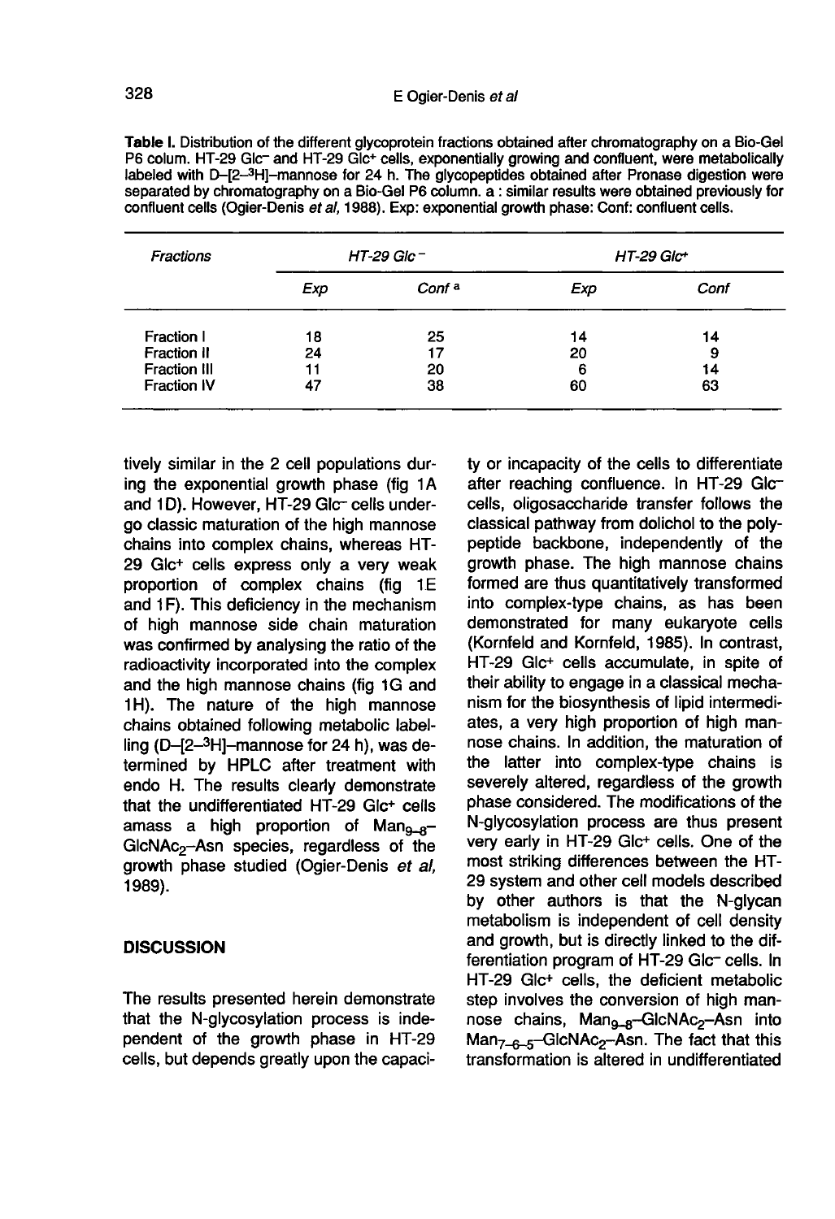**Table I.** Distribution of the different glycoprotein fractions obtained after chromatography on a Bio-Gel P6 colum. HT-29 Glc$^-$ and HT-29 Glc$^+$ cells, exponentially growing and confluent, were metabolically labeled with D-[2-$^3$H]-mannose for 24 h. The glycopeptides obtained after Pronase digestion were separated by chromatography on a Bio-Gel P6 column. a : similar results were obtained previously for confluent cells (Ogier-Denis *et al*, 1988). Exp: exponential growth phase: Conf: confluent cells.

| *Fractions* | *HT-29 Glc$^-$* | | *HT-29 Glc$^+$* | |
|---|---|---|---|---|
| | *Exp* | *Conf* [a] | *Exp* | *Conf* |
| Fraction I | 18 | 25 | 14 | 14 |
| Fraction II | 24 | 17 | 20 | 9 |
| Fraction III | 11 | 20 | 6 | 14 |
| Fraction IV | 47 | 38 | 60 | 63 |

tively similar in the 2 cell populations during the exponential growth phase (fig 1A and 1D). However, HT-29 Glc$^-$ cells undergo classic maturation of the high mannose chains into complex chains, whereas HT-29 Glc$^+$ cells express only a very weak proportion of complex chains (fig 1E and 1F). This deficiency in the mechanism of high mannose side chain maturation was confirmed by analysing the ratio of the radioactivity incorporated into the complex and the high mannose chains (fig 1G and 1H). The nature of the high mannose chains obtained following metabolic labelling (D-[2-$^3$H]-mannose for 24 h), was determined by HPLC after treatment with endo H. The results clearly demonstrate that the undifferentiated HT-29 Glc$^+$ cells amass a high proportion of $Man_{9-8}$-$GlcNAc_2$-Asn species, regardless of the growth phase studied (Ogier-Denis *et al*, 1989).

## DISCUSSION

The results presented herein demonstrate that the N-glycosylation process is independent of the growth phase in HT-29 cells, but depends greatly upon the capacity or incapacity of the cells to differentiate after reaching confluence. In HT-29 Glc$^-$ cells, oligosaccharide transfer follows the classical pathway from dolichol to the polypeptide backbone, independently of the growth phase. The high mannose chains formed are thus quantitatively transformed into complex-type chains, as has been demonstrated for many eukaryote cells (Kornfeld and Kornfeld, 1985). In contrast, HT-29 Glc$^+$ cells accumulate, in spite of their ability to engage in a classical mechanism for the biosynthesis of lipid intermediates, a very high proportion of high mannose chains. In addition, the maturation of the latter into complex-type chains is severely altered, regardless of the growth phase considered. The modifications of the N-glycosylation process are thus present very early in HT-29 Glc$^+$ cells. One of the most striking differences between the HT-29 system and other cell models described by other authors is that the N-glycan metabolism is independent of cell density and growth, but is directly linked to the differentiation program of HT-29 Glc$^-$ cells. In HT-29 Glc$^+$ cells, the deficient metabolic step involves the conversion of high mannose chains, $Man_{9-8}$-$GlcNAc_2$-Asn into $Man_{7-6-5}$-$GlcNAc_2$-Asn. The fact that this transformation is altered in undifferentiated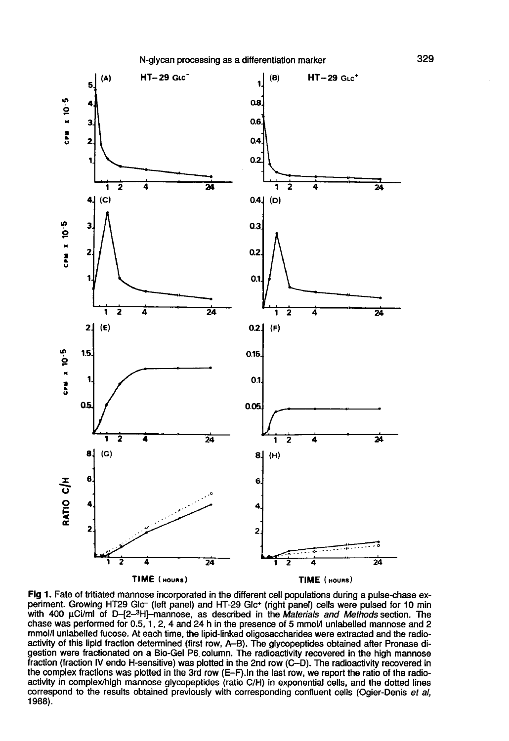**Fig 1.** Fate of tritiated mannose incorporated in the different cell populations during a pulse-chase experiment. Growing HT29 Glc⁻ (left panel) and HT-29 Glc⁺ (right panel) cells were pulsed for 10 min with 400 μCi/ml of D-[2-$^3$H]-mannose, as described in the *Materials and Methods* section. The chase was performed for 0.5, 1, 2, 4 and 24 h in the presence of 5 mmol/l unlabelled mannose and 2 mmol/l unlabelled fucose. At each time, the lipid-linked oligosaccharides were extracted and the radioactivity of this lipid fraction determined (first row, A–B). The glycopeptides obtained after Pronase digestion were fractionated on a Bio-Gel P6 column. The radioactivity recovered in the high mannose fraction (fraction IV endo H-sensitive) was plotted in the 2nd row (C–D). The radioactivity recovered in the complex fractions was plotted in the 3rd row (E–F). In the last row, we report the ratio of the radioactivity in complex/high mannose glycopeptides (ratio C/H) in exponential cells, and the dotted lines correspond to the results obtained previously with corresponding confluent cells (Ogier-Denis *et al*, 1988).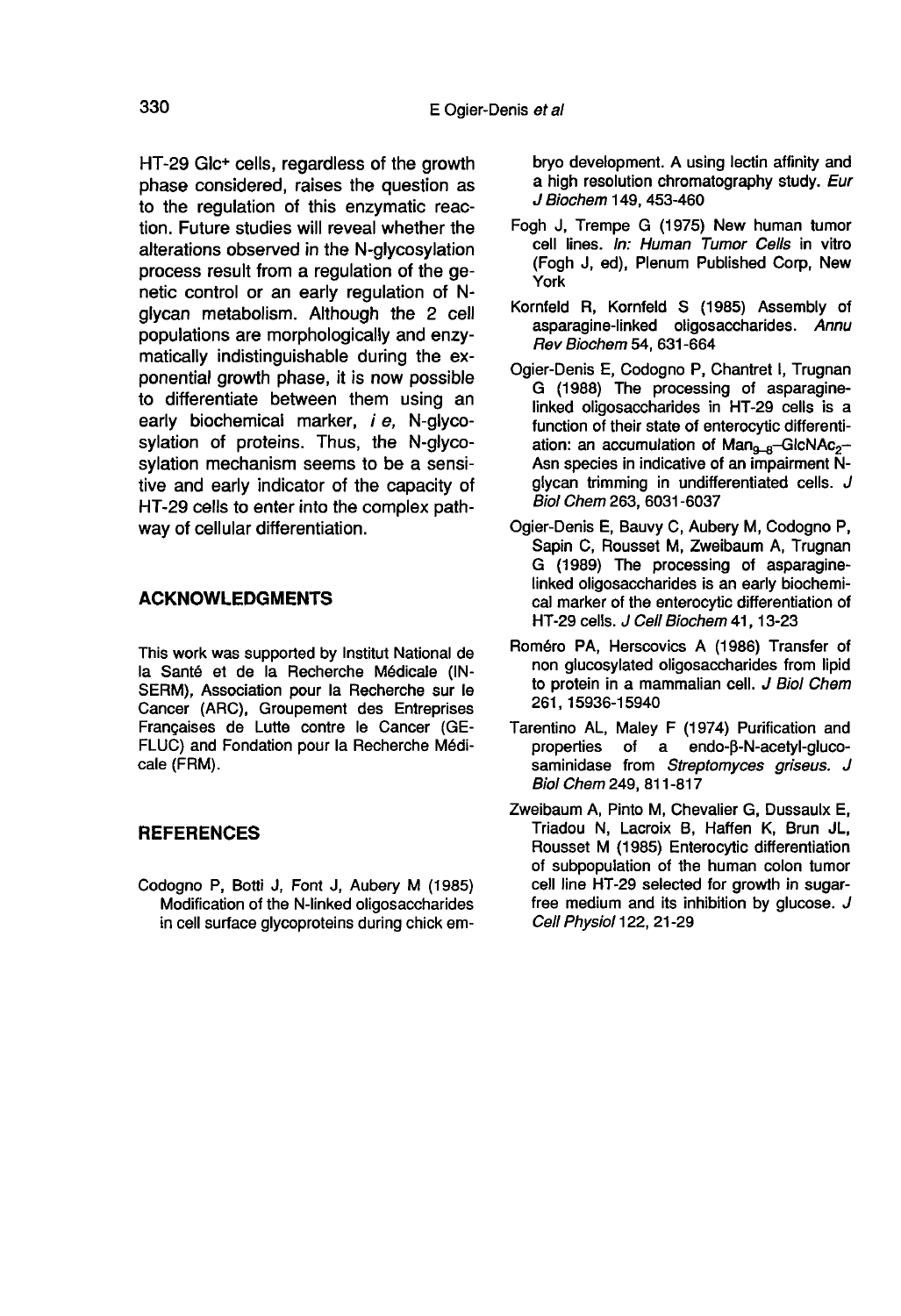HT-29 Glc+ cells, regardless of the growth phase considered, raises the question as to the regulation of this enzymatic reaction. Future studies will reveal whether the alterations observed in the N-glycosylation process result from a regulation of the genetic control or an early regulation of N-glycan metabolism. Although the 2 cell populations are morphologically and enzymatically indistinguishable during the exponential growth phase, it is now possible to differentiate between them using an early biochemical marker, *i e,* N-glycosylation of proteins. Thus, the N-glycosylation mechanism seems to be a sensitive and early indicator of the capacity of HT-29 cells to enter into the complex pathway of cellular differentiation.

## ACKNOWLEDGMENTS

This work was supported by Institut National de la Santé et de la Recherche Médicale (INSERM), Association pour la Recherche sur le Cancer (ARC), Groupement des Entreprises Françaises de Lutte contre le Cancer (GEFLUC) and Fondation pour la Recherche Médicale (FRM).

## REFERENCES

Codogno P, Botti J, Font J, Aubery M (1985) Modification of the N-linked oligosaccharides in cell surface glycoproteins during chick embryo development. A using lectin affinity and a high resolution chromatography study. *Eur J Biochem* 149, 453-460

Fogh J, Trempe G (1975) New human tumor cell lines. *In: Human Tumor Cells* in vitro (Fogh J, ed), Plenum Published Corp, New York

Kornfeld R, Kornfeld S (1985) Assembly of asparagine-linked oligosaccharides. *Annu Rev Biochem* 54, 631-664

Ogier-Denis E, Codogno P, Chantret I, Trugnan G (1988) The processing of asparagine-linked oligosaccharides in HT-29 cells is a function of their state of enterocytic differentiation: an accumulation of $Man_{9-8}$–$GlcNAc_2$–Asn species in indicative of an impairment N-glycan trimming in undifferentiated cells. *J Biol Chem* 263, 6031-6037

Ogier-Denis E, Bauvy C, Aubery M, Codogno P, Sapin C, Rousset M, Zweibaum A, Trugnan G (1989) The processing of asparagine-linked oligosaccharides is an early biochemical marker of the enterocytic differentiation of HT-29 cells. *J Cell Biochem* 41, 13-23

Roméro PA, Herscovics A (1986) Transfer of non glucosylated oligosaccharides from lipid to protein in a mammalian cell. *J Biol Chem* 261, 15936-15940

Tarentino AL, Maley F (1974) Purification and properties of a endo-β-N-acetyl-glucosaminidase from *Streptomyces griseus*. *J Biol Chem* 249, 811-817

Zweibaum A, Pinto M, Chevalier G, Dussaulx E, Triadou N, Lacroix B, Haffen K, Brun JL, Rousset M (1985) Enterocytic differentiation of subpopulation of the human colon tumor cell line HT-29 selected for growth in sugar-free medium and its inhibition by glucose. *J Cell Physiol* 122, 21-29